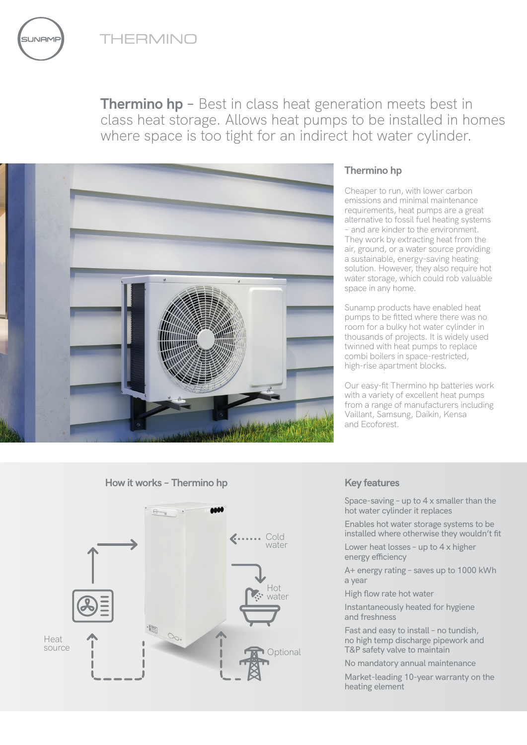SUNAMP

THERMINO

**Thermino hp** – Best in class heat generation meets best in class heat storage. Allows heat pumps to be installed in homes where space is too tight for an indirect hot water cylinder.

## Thermino hp

Cheaper to run, with lower carbon emissions and minimal maintenance requirements, heat pumps are a great alternative to fossil fuel heating systems – and are kinder to the environment. They work by extracting heat from the air, ground, or a water source providing a sustainable, energy-saving heating solution. However, they also require hot water storage, which could rob valuable space in any home.

Sunamp products have enabled heat pumps to be fitted where there was no room for a bulky hot water cylinder in thousands of projects. It is widely used twinned with heat pumps to replace combi boilers in space-restricted, high-rise apartment blocks.

Our easy-fit Thermino hp batteries work with a variety of excellent heat pumps from a range of manufacturers including Vaillant, Samsung, Daikin, Kensa and Ecoforest.

## How it works – Thermino hp

Heat source

Cold water

Hot water

Optional

## Key features

- Space-saving – up to 4 x smaller than the hot water cylinder it replaces
- Enables hot water storage systems to be installed where otherwise they wouldn't fit
- Lower heat losses – up to 4 x higher energy efficiency
- A+ energy rating – saves up to 1000 kWh a year
- High flow rate hot water
- Instantaneously heated for hygiene and freshness
- Fast and easy to install – no tundish, no high temp discharge pipework and T&P safety valve to maintain
- No mandatory annual maintenance
- Market-leading 10-year warranty on the heating element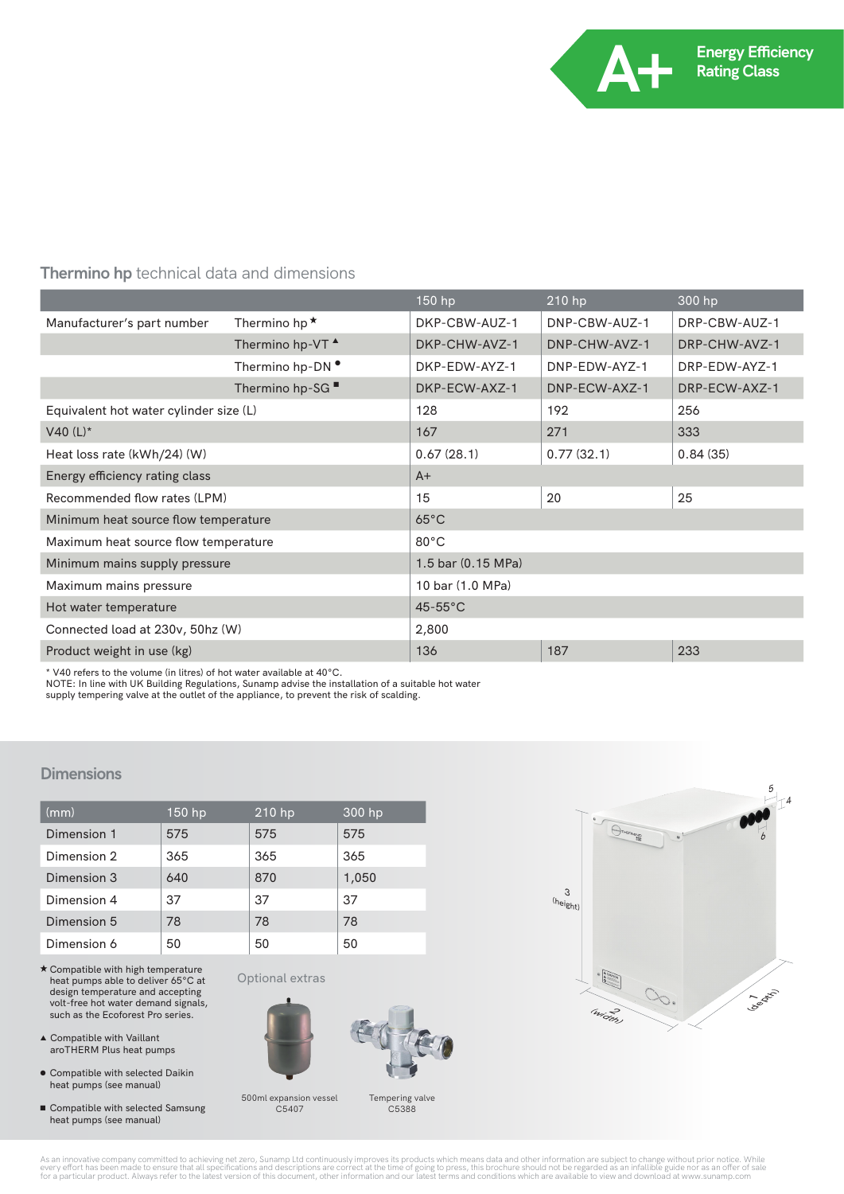A+ Energy Efficiency Rating Class

## Thermino hp technical data and dimensions

| | | 150 hp | 210 hp | 300 hp |
|---|---|---|---|---|
| Manufacturer's part number | Thermino hp ★ | DKP-CBW-AUZ-1 | DNP-CBW-AUZ-1 | DRP-CBW-AUZ-1 |
| | Thermino hp-VT ▲ | DKP-CHW-AVZ-1 | DNP-CHW-AVZ-1 | DRP-CHW-AVZ-1 |
| | Thermino hp-DN ● | DKP-EDW-AYZ-1 | DNP-EDW-AYZ-1 | DRP-EDW-AYZ-1 |
| | Thermino hp-SG ■ | DKP-ECW-AXZ-1 | DNP-ECW-AXZ-1 | DRP-ECW-AXZ-1 |
| Equivalent hot water cylinder size (L) | | 128 | 192 | 256 |
| V40 (L)* | | 167 | 271 | 333 |
| Heat loss rate (kWh/24) (W) | | 0.67 (28.1) | 0.77 (32.1) | 0.84 (35) |
| Energy efficiency rating class | | A+ | | |
| Recommended flow rates (LPM) | | 15 | 20 | 25 |
| Minimum heat source flow temperature | | 65°C | | |
| Maximum heat source flow temperature | | 80°C | | |
| Minimum mains supply pressure | | 1.5 bar (0.15 MPa) | | |
| Maximum mains pressure | | 10 bar (1.0 MPa) | | |
| Hot water temperature | | 45-55°C | | |
| Connected load at 230v, 50hz (W) | | 2,800 | | |
| Product weight in use (kg) | | 136 | 187 | 233 |

* V40 refers to the volume (in litres) of hot water available at 40°C.
NOTE: In line with UK Building Regulations, Sunamp advise the installation of a suitable hot water supply tempering valve at the outlet of the appliance, to prevent the risk of scalding.

## Dimensions

| (mm) | 150 hp | 210 hp | 300 hp |
|---|---|---|---|
| Dimension 1 | 575 | 575 | 575 |
| Dimension 2 | 365 | 365 | 365 |
| Dimension 3 | 640 | 870 | 1,050 |
| Dimension 4 | 37 | 37 | 37 |
| Dimension 5 | 78 | 78 | 78 |
| Dimension 6 | 50 | 50 | 50 |

★ Compatible with high temperature heat pumps able to deliver 65°C at design temperature and accepting volt-free hot water demand signals, such as the Ecoforest Pro series.

▲ Compatible with Vaillant aroTHERM Plus heat pumps

● Compatible with selected Daikin heat pumps (see manual)

■ Compatible with selected Samsung heat pumps (see manual)

Optional extras

500ml expansion vessel
C5407

Tempering valve
C5388

3 (height)
2 (width)
1 (depth)
4
5
6

As an innovative company committed to achieving net zero, Sunamp Ltd continuously improves its products which means data and other information are subject to change without prior notice. While every effort has been made to ensure that all specifications and descriptions are correct at the time of going to press, this brochure should not be regarded as an infallible guide nor as an offer of sale for a particular product. Always refer to the latest version of this document, other information and our latest terms and conditions which are available to view and download at www.sunamp.com